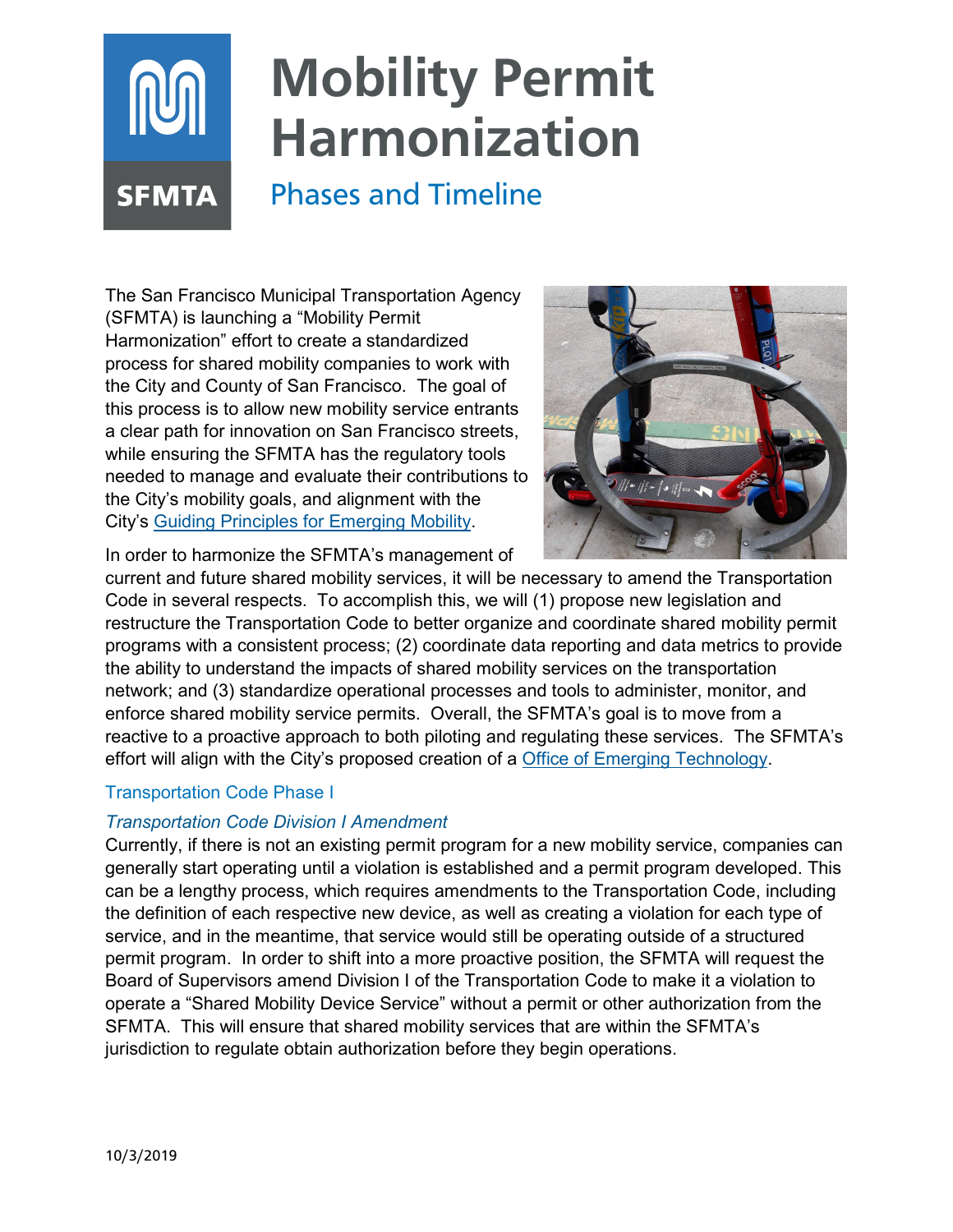# Mobility Permit Harmonization

## Phases and Timeline

The San Francisco Municipal Transportation Agency (SFMTA) is launching a "Mobility Permit Harmonization" effort to create a standardized process for shared mobility companies to work with the City and County of San Francisco. The goal of this process is to allow new mobility service entrants a clear path for innovation on San Francisco streets, while ensuring the SFMTA has the regulatory tools needed to manage and evaluate their contributions to the City's mobility goals, and alignment with the City's Guiding Principles for Emerging Mobility.

In order to harmonize the SFMTA's management of current and future shared mobility services, it will be necessary to amend the Transportation Code in several respects. To accomplish this, we will (1) propose new legislation and restructure the Transportation Code to better organize and coordinate shared mobility permit programs with a consistent process; (2) coordinate data reporting and data metrics to provide the ability to understand the impacts of shared mobility services on the transportation network; and (3) standardize operational processes and tools to administer, monitor, and enforce shared mobility service permits. Overall, the SFMTA's goal is to move from a reactive to a proactive approach to both piloting and regulating these services. The SFMTA's effort will align with the City's proposed creation of a Office of Emerging Technology.

### Transportation Code Phase I

#### *Transportation Code Division I Amendment*

Currently, if there is not an existing permit program for a new mobility service, companies can generally start operating until a violation is established and a permit program developed. This can be a lengthy process, which requires amendments to the Transportation Code, including the definition of each respective new device, as well as creating a violation for each type of service, and in the meantime, that service would still be operating outside of a structured permit program. In order to shift into a more proactive position, the SFMTA will request the Board of Supervisors amend Division I of the Transportation Code to make it a violation to operate a "Shared Mobility Device Service" without a permit or other authorization from the SFMTA. This will ensure that shared mobility services that are within the SFMTA's jurisdiction to regulate obtain authorization before they begin operations.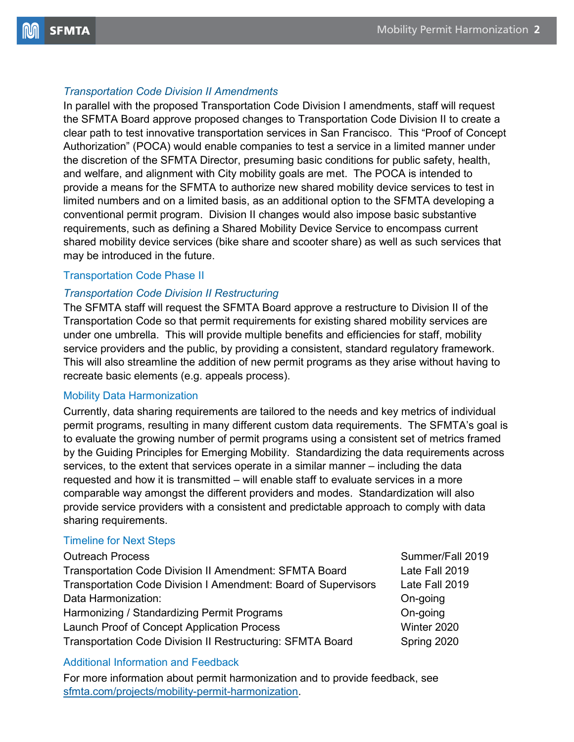### *Transportation Code Division II Amendments*

In parallel with the proposed Transportation Code Division I amendments, staff will request the SFMTA Board approve proposed changes to Transportation Code Division II to create a clear path to test innovative transportation services in San Francisco. This "Proof of Concept Authorization" (POCA) would enable companies to test a service in a limited manner under the discretion of the SFMTA Director, presuming basic conditions for public safety, health, and welfare, and alignment with City mobility goals are met. The POCA is intended to provide a means for the SFMTA to authorize new shared mobility device services to test in limited numbers and on a limited basis, as an additional option to the SFMTA developing a conventional permit program. Division II changes would also impose basic substantive requirements, such as defining a Shared Mobility Device Service to encompass current shared mobility device services (bike share and scooter share) as well as such services that may be introduced in the future.

## Transportation Code Phase II

### *Transportation Code Division II Restructuring*

The SFMTA staff will request the SFMTA Board approve a restructure to Division II of the Transportation Code so that permit requirements for existing shared mobility services are under one umbrella. This will provide multiple benefits and efficiencies for staff, mobility service providers and the public, by providing a consistent, standard regulatory framework. This will also streamline the addition of new permit programs as they arise without having to recreate basic elements (e.g. appeals process).

## Mobility Data Harmonization

Currently, data sharing requirements are tailored to the needs and key metrics of individual permit programs, resulting in many different custom data requirements. The SFMTA's goal is to evaluate the growing number of permit programs using a consistent set of metrics framed by the Guiding Principles for Emerging Mobility. Standardizing the data requirements across services, to the extent that services operate in a similar manner – including the data requested and how it is transmitted – will enable staff to evaluate services in a more comparable way amongst the different providers and modes. Standardization will also provide service providers with a consistent and predictable approach to comply with data sharing requirements.

## Timeline for Next Steps

| | |
|---|---|
| Outreach Process | Summer/Fall 2019 |
| Transportation Code Division II Amendment: SFMTA Board | Late Fall 2019 |
| Transportation Code Division I Amendment: Board of Supervisors | Late Fall 2019 |
| Data Harmonization: | On-going |
| Harmonizing / Standardizing Permit Programs | On-going |
| Launch Proof of Concept Application Process | Winter 2020 |
| Transportation Code Division II Restructuring: SFMTA Board | Spring 2020 |

## Additional Information and Feedback

For more information about permit harmonization and to provide feedback, see [sfmta.com/projects/mobility-permit-harmonization](sfmta.com/projects/mobility-permit-harmonization).